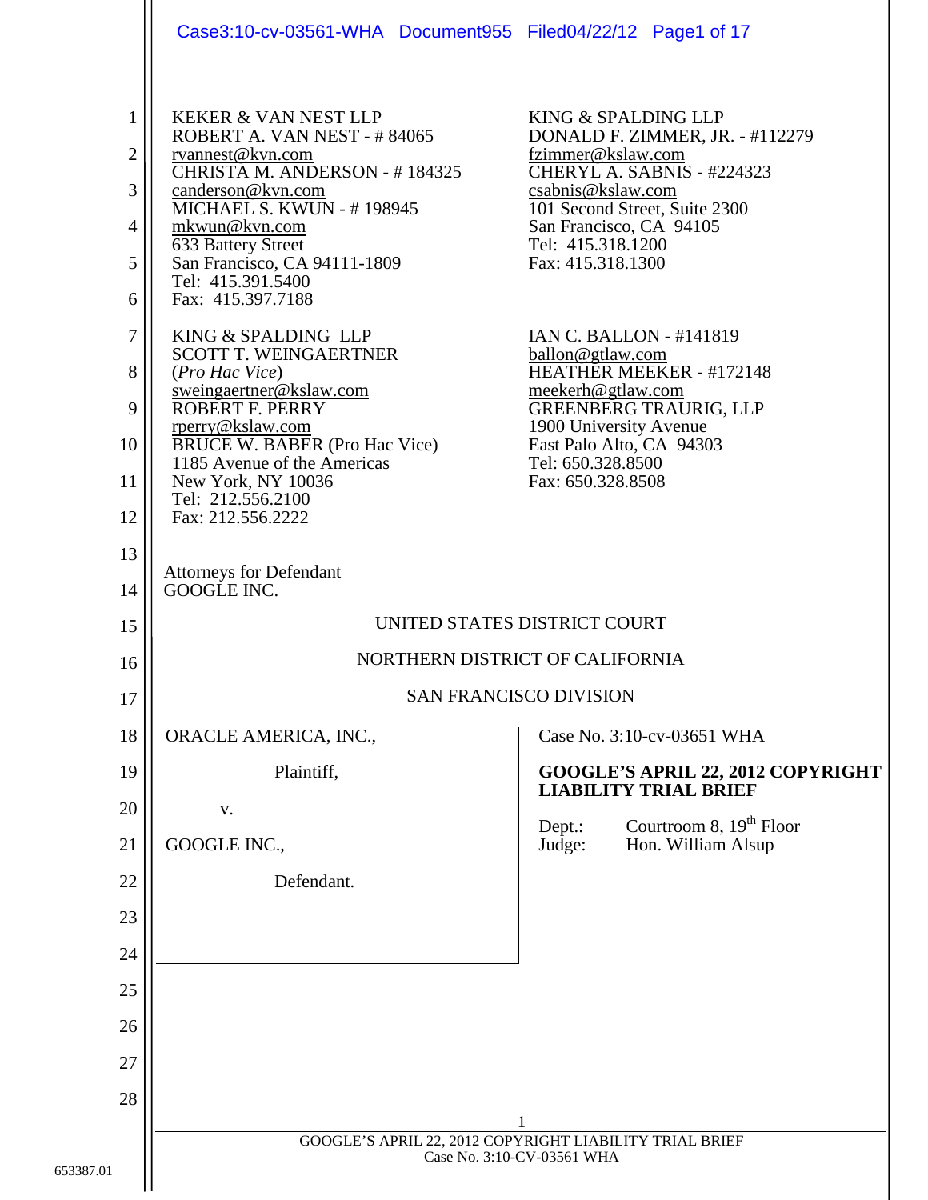KEKER & VAN NEST LLP
ROBERT A. VAN NEST - # 84065
rvannest@kvn.com
CHRISTA M. ANDERSON - # 184325
canderson@kvn.com
MICHAEL S. KWUN - # 198945
mkwun@kvn.com
633 Battery Street
San Francisco, CA 94111-1809
Tel: 415.391.5400
Fax: 415.397.7188

KING & SPALDING LLP
SCOTT T. WEINGAERTNER
(*Pro Hac Vice*)
sweingaertner@kslaw.com
ROBERT F. PERRY
rperry@kslaw.com
BRUCE W. BABER (Pro Hac Vice)
1185 Avenue of the Americas
New York, NY 10036
Tel: 212.556.2100
Fax: 212.556.2222

KING & SPALDING LLP
DONALD F. ZIMMER, JR. - #112279
fzimmer@kslaw.com
CHERYL A. SABNIS - #224323
csabnis@kslaw.com
101 Second Street, Suite 2300
San Francisco, CA 94105
Tel: 415.318.1200
Fax: 415.318.1300

IAN C. BALLON - #141819
ballon@gtlaw.com
HEATHER MEEKER - #172148
meekerh@gtlaw.com
GREENBERG TRAURIG, LLP
1900 University Avenue
East Palo Alto, CA 94303
Tel: 650.328.8500
Fax: 650.328.8508

Attorneys for Defendant
GOOGLE INC.

UNITED STATES DISTRICT COURT

NORTHERN DISTRICT OF CALIFORNIA

SAN FRANCISCO DIVISION

ORACLE AMERICA, INC.,

Plaintiff,

v.

GOOGLE INC.,

Defendant.

Case No. 3:10-cv-03651 WHA

**GOOGLE'S APRIL 22, 2012 COPYRIGHT LIABILITY TRIAL BRIEF**

Dept.: Courtroom 8, 19th Floor
Judge: Hon. William Alsup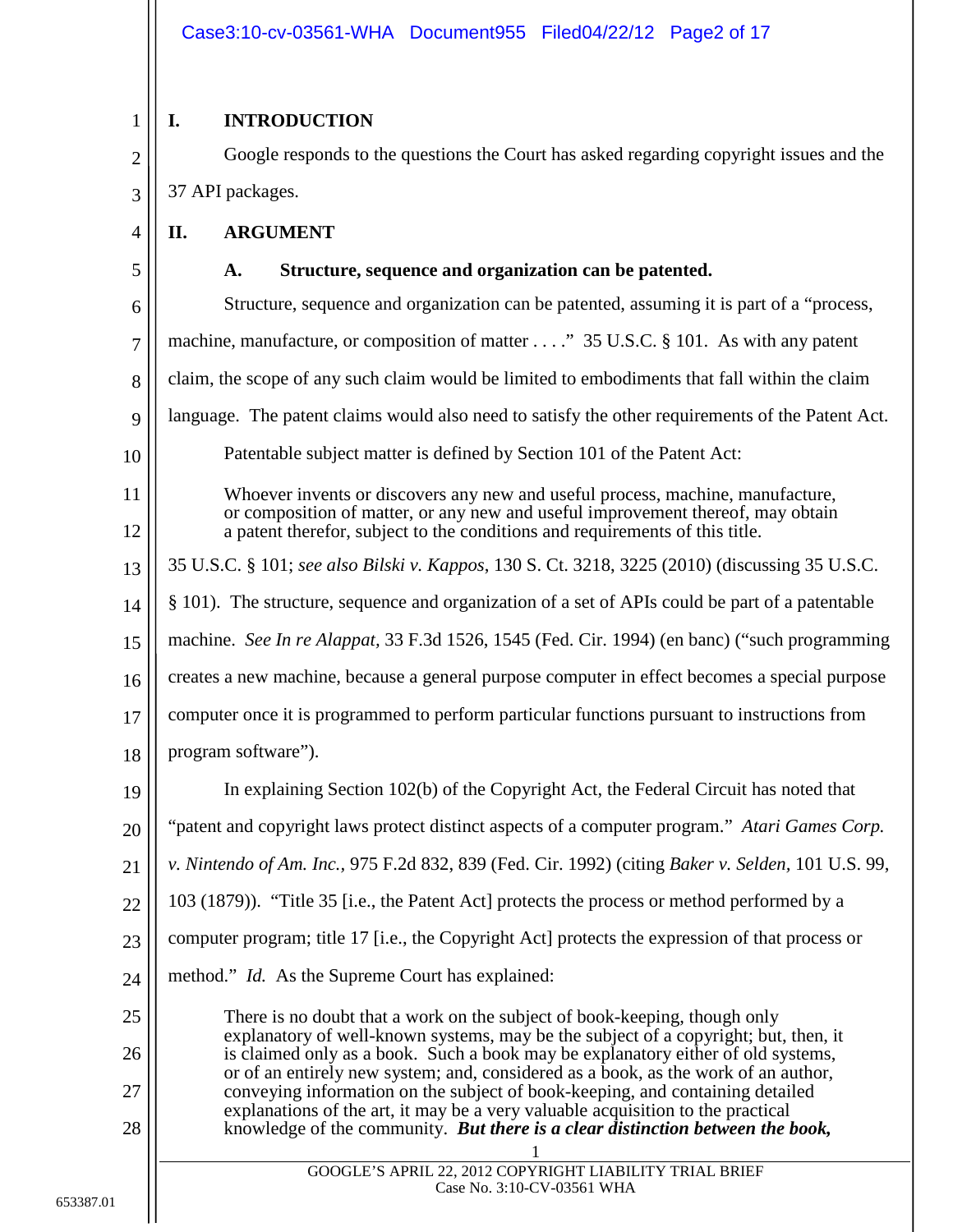## I. INTRODUCTION

Google responds to the questions the Court has asked regarding copyright issues and the 37 API packages.

## II. ARGUMENT

### A. Structure, sequence and organization can be patented.

Structure, sequence and organization can be patented, assuming it is part of a "process, machine, manufacture, or composition of matter . . . ." 35 U.S.C. § 101. As with any patent claim, the scope of any such claim would be limited to embodiments that fall within the claim language. The patent claims would also need to satisfy the other requirements of the Patent Act.

Patentable subject matter is defined by Section 101 of the Patent Act:

> Whoever invents or discovers any new and useful process, machine, manufacture, or composition of matter, or any new and useful improvement thereof, may obtain a patent therefor, subject to the conditions and requirements of this title.

35 U.S.C. § 101; *see also Bilski v. Kappos*, 130 S. Ct. 3218, 3225 (2010) (discussing 35 U.S.C. § 101). The structure, sequence and organization of a set of APIs could be part of a patentable machine. *See In re Alappat*, 33 F.3d 1526, 1545 (Fed. Cir. 1994) (en banc) ("such programming creates a new machine, because a general purpose computer in effect becomes a special purpose computer once it is programmed to perform particular functions pursuant to instructions from program software").

In explaining Section 102(b) of the Copyright Act, the Federal Circuit has noted that "patent and copyright laws protect distinct aspects of a computer program." *Atari Games Corp. v. Nintendo of Am. Inc.*, 975 F.2d 832, 839 (Fed. Cir. 1992) (citing *Baker v. Selden,* 101 U.S. 99, 103 (1879)). "Title 35 [i.e., the Patent Act] protects the process or method performed by a computer program; title 17 [i.e., the Copyright Act] protects the expression of that process or method." *Id.* As the Supreme Court has explained:

> There is no doubt that a work on the subject of book-keeping, though only explanatory of well-known systems, may be the subject of a copyright; but, then, it is claimed only as a book. Such a book may be explanatory either of old systems, or of an entirely new system; and, considered as a book, as the work of an author, conveying information on the subject of book-keeping, and containing detailed explanations of the art, it may be a very valuable acquisition to the practical knowledge of the community. ***But there is a clear distinction between the book,***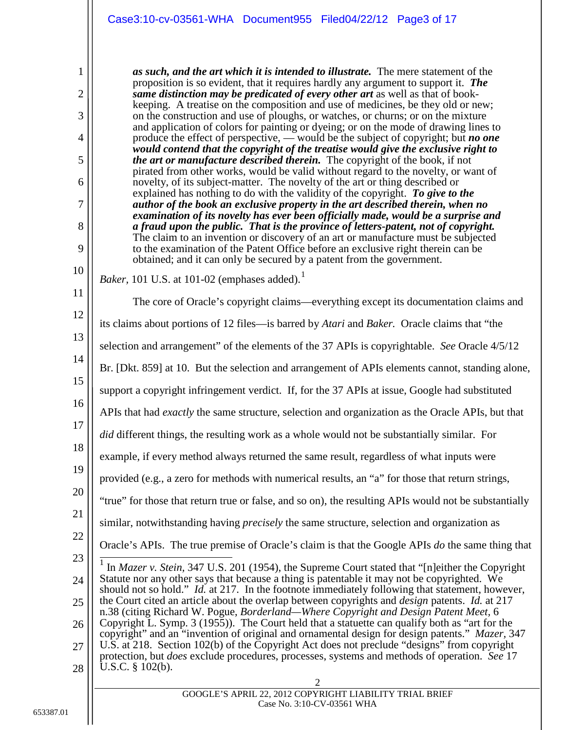> ***as such, and the art which it is intended to illustrate.*** The mere statement of the proposition is so evident, that it requires hardly any argument to support it. ***The same distinction may be predicated of every other art*** as well as that of book-keeping. A treatise on the composition and use of medicines, be they old or new; on the construction and use of ploughs, or watches, or churns; or on the mixture and application of colors for painting or dyeing; or on the mode of drawing lines to produce the effect of perspective, — would be the subject of copyright; but ***no one would contend that the copyright of the treatise would give the exclusive right to the art or manufacture described therein.*** The copyright of the book, if not pirated from other works, would be valid without regard to the novelty, or want of novelty, of its subject-matter. The novelty of the art or thing described or explained has nothing to do with the validity of the copyright. ***To give to the author of the book an exclusive property in the art described therein, when no examination of its novelty has ever been officially made, would be a surprise and a fraud upon the public. That is the province of letters-patent, not of copyright.*** The claim to an invention or discovery of an art or manufacture must be subjected to the examination of the Patent Office before an exclusive right therein can be obtained; and it can only be secured by a patent from the government.

*Baker*, 101 U.S. at 101-02 (emphases added).[1]

The core of Oracle's copyright claims—everything except its documentation claims and its claims about portions of 12 files—is barred by *Atari* and *Baker.* Oracle claims that "the selection and arrangement" of the elements of the 37 APIs is copyrightable. *See* Oracle 4/5/12 Br. [Dkt. 859] at 10. But the selection and arrangement of APIs elements cannot, standing alone, support a copyright infringement verdict. If, for the 37 APIs at issue, Google had substituted APIs that had *exactly* the same structure, selection and organization as the Oracle APIs, but that *did* different things, the resulting work as a whole would not be substantially similar. For example, if every method always returned the same result, regardless of what inputs were provided (e.g., a zero for methods with numerical results, an "a" for those that return strings, "true" for those that return true or false, and so on), the resulting APIs would not be substantially similar, notwithstanding having *precisely* the same structure, selection and organization as Oracle's APIs. The true premise of Oracle's claim is that the Google APIs *do* the same thing that

---

[1] In *Mazer v. Stein*, 347 U.S. 201 (1954), the Supreme Court stated that "[n]either the Copyright Statute nor any other says that because a thing is patentable it may not be copyrighted. We should not so hold." *Id.* at 217. In the footnote immediately following that statement, however, the Court cited an article about the overlap between copyrights and *design* patents. *Id.* at 217 n.38 (citing Richard W. Pogue, *Borderland—Where Copyright and Design Patent Meet*, 6 Copyright L. Symp. 3 (1955)). The Court held that a statuette can qualify both as "art for the copyright" and an "invention of original and ornamental design for design patents." *Mazer*, 347 U.S. at 218. Section 102(b) of the Copyright Act does not preclude "designs" from copyright protection, but *does* exclude procedures, processes, systems and methods of operation. *See* 17 U.S.C. § 102(b).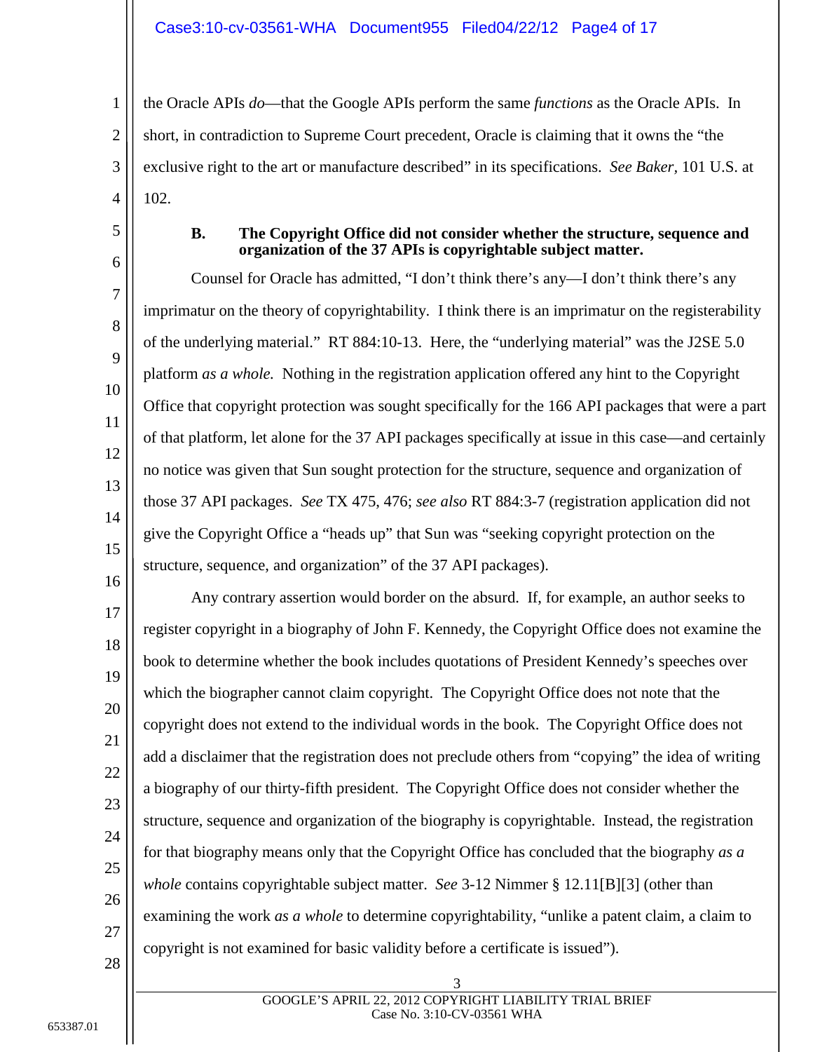the Oracle APIs *do*—that the Google APIs perform the same *functions* as the Oracle APIs. In short, in contradiction to Supreme Court precedent, Oracle is claiming that it owns the "the exclusive right to the art or manufacture described" in its specifications. *See Baker*, 101 U.S. at 102.

**B. The Copyright Office did not consider whether the structure, sequence and organization of the 37 APIs is copyrightable subject matter.**

Counsel for Oracle has admitted, "I don't think there's any—I don't think there's any imprimatur on the theory of copyrightability. I think there is an imprimatur on the registerability of the underlying material." RT 884:10-13. Here, the "underlying material" was the J2SE 5.0 platform *as a whole.* Nothing in the registration application offered any hint to the Copyright Office that copyright protection was sought specifically for the 166 API packages that were a part of that platform, let alone for the 37 API packages specifically at issue in this case—and certainly no notice was given that Sun sought protection for the structure, sequence and organization of those 37 API packages. *See* TX 475, 476; *see also* RT 884:3-7 (registration application did not give the Copyright Office a "heads up" that Sun was "seeking copyright protection on the structure, sequence, and organization" of the 37 API packages).

Any contrary assertion would border on the absurd. If, for example, an author seeks to register copyright in a biography of John F. Kennedy, the Copyright Office does not examine the book to determine whether the book includes quotations of President Kennedy's speeches over which the biographer cannot claim copyright. The Copyright Office does not note that the copyright does not extend to the individual words in the book. The Copyright Office does not add a disclaimer that the registration does not preclude others from "copying" the idea of writing a biography of our thirty-fifth president. The Copyright Office does not consider whether the structure, sequence and organization of the biography is copyrightable. Instead, the registration for that biography means only that the Copyright Office has concluded that the biography *as a whole* contains copyrightable subject matter. *See* 3-12 Nimmer § 12.11[B][3] (other than examining the work *as a whole* to determine copyrightability, "unlike a patent claim, a claim to copyright is not examined for basic validity before a certificate is issued").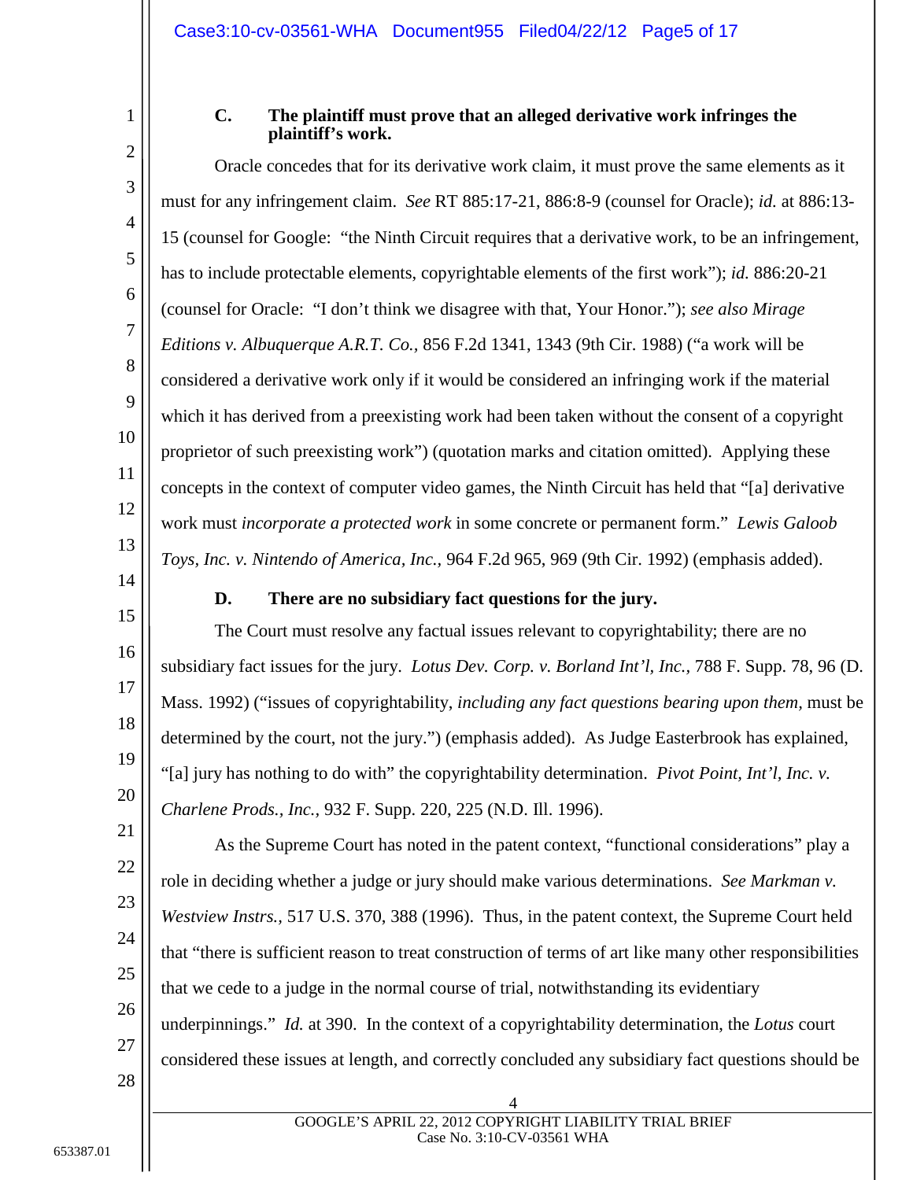### C. The plaintiff must prove that an alleged derivative work infringes the plaintiff's work.

Oracle concedes that for its derivative work claim, it must prove the same elements as it must for any infringement claim. *See* RT 885:17-21, 886:8-9 (counsel for Oracle); *id.* at 886:13-15 (counsel for Google: "the Ninth Circuit requires that a derivative work, to be an infringement, has to include protectable elements, copyrightable elements of the first work"); *id.* 886:20-21 (counsel for Oracle: "I don't think we disagree with that, Your Honor."); *see also Mirage Editions v. Albuquerque A.R.T. Co.*, 856 F.2d 1341, 1343 (9th Cir. 1988) ("a work will be considered a derivative work only if it would be considered an infringing work if the material which it has derived from a preexisting work had been taken without the consent of a copyright proprietor of such preexisting work") (quotation marks and citation omitted). Applying these concepts in the context of computer video games, the Ninth Circuit has held that "[a] derivative work must *incorporate a protected work* in some concrete or permanent form." *Lewis Galoob Toys, Inc. v. Nintendo of America, Inc.*, 964 F.2d 965, 969 (9th Cir. 1992) (emphasis added).

### D. There are no subsidiary fact questions for the jury.

The Court must resolve any factual issues relevant to copyrightability; there are no subsidiary fact issues for the jury. *Lotus Dev. Corp. v. Borland Int'l, Inc.*, 788 F. Supp. 78, 96 (D. Mass. 1992) ("issues of copyrightability, *including any fact questions bearing upon them,* must be determined by the court, not the jury.") (emphasis added). As Judge Easterbrook has explained, "[a] jury has nothing to do with" the copyrightability determination. *Pivot Point, Int'l, Inc. v. Charlene Prods., Inc.*, 932 F. Supp. 220, 225 (N.D. Ill. 1996).

As the Supreme Court has noted in the patent context, "functional considerations" play a role in deciding whether a judge or jury should make various determinations. *See Markman v. Westview Instrs.*, 517 U.S. 370, 388 (1996). Thus, in the patent context, the Supreme Court held that "there is sufficient reason to treat construction of terms of art like many other responsibilities that we cede to a judge in the normal course of trial, notwithstanding its evidentiary underpinnings." *Id.* at 390. In the context of a copyrightability determination, the *Lotus* court considered these issues at length, and correctly concluded any subsidiary fact questions should be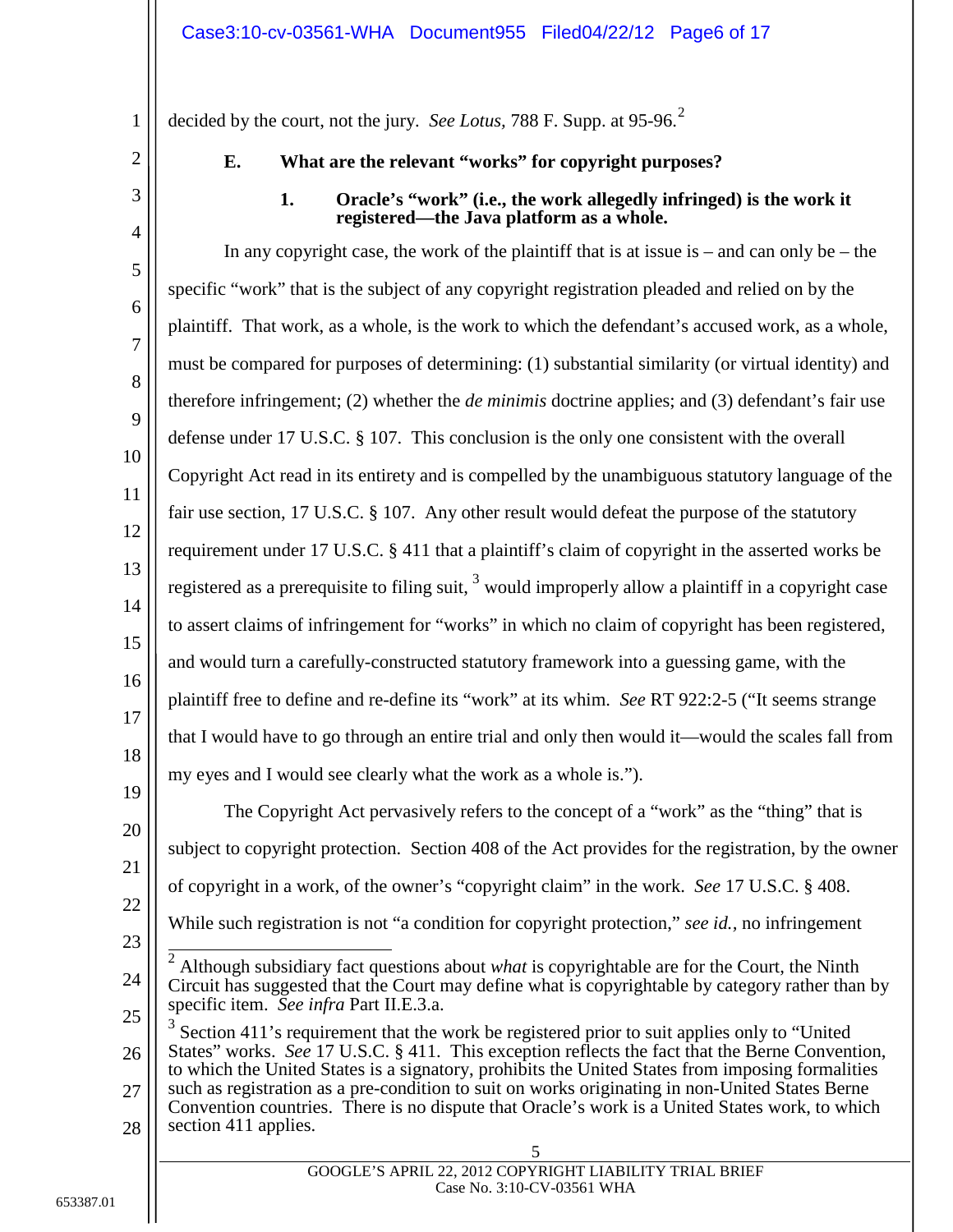decided by the court, not the jury. *See Lotus*, 788 F. Supp. at 95-96.[2]

### E. What are the relevant "works" for copyright purposes?

#### 1. Oracle's "work" (i.e., the work allegedly infringed) is the work it registered—the Java platform as a whole.

In any copyright case, the work of the plaintiff that is at issue is – and can only be – the specific "work" that is the subject of any copyright registration pleaded and relied on by the plaintiff. That work, as a whole, is the work to which the defendant's accused work, as a whole, must be compared for purposes of determining: (1) substantial similarity (or virtual identity) and therefore infringement; (2) whether the *de minimis* doctrine applies; and (3) defendant's fair use defense under 17 U.S.C. § 107. This conclusion is the only one consistent with the overall Copyright Act read in its entirety and is compelled by the unambiguous statutory language of the fair use section, 17 U.S.C. § 107. Any other result would defeat the purpose of the statutory requirement under 17 U.S.C. § 411 that a plaintiff's claim of copyright in the asserted works be registered as a prerequisite to filing suit, [3] would improperly allow a plaintiff in a copyright case to assert claims of infringement for "works" in which no claim of copyright has been registered, and would turn a carefully-constructed statutory framework into a guessing game, with the plaintiff free to define and re-define its "work" at its whim. *See* RT 922:2-5 ("It seems strange that I would have to go through an entire trial and only then would it—would the scales fall from my eyes and I would see clearly what the work as a whole is.").

The Copyright Act pervasively refers to the concept of a "work" as the "thing" that is subject to copyright protection. Section 408 of the Act provides for the registration, by the owner of copyright in a work, of the owner's "copyright claim" in the work. *See* 17 U.S.C. § 408. While such registration is not "a condition for copyright protection," *see id.*, no infringement

---

[2] Although subsidiary fact questions about *what* is copyrightable are for the Court, the Ninth Circuit has suggested that the Court may define what is copyrightable by category rather than by specific item. *See infra* Part II.E.3.a.

[3] Section 411's requirement that the work be registered prior to suit applies only to "United States" works. *See* 17 U.S.C. § 411. This exception reflects the fact that the Berne Convention, to which the United States is a signatory, prohibits the United States from imposing formalities such as registration as a pre-condition to suit on works originating in non-United States Berne Convention countries. There is no dispute that Oracle's work is a United States work, to which section 411 applies.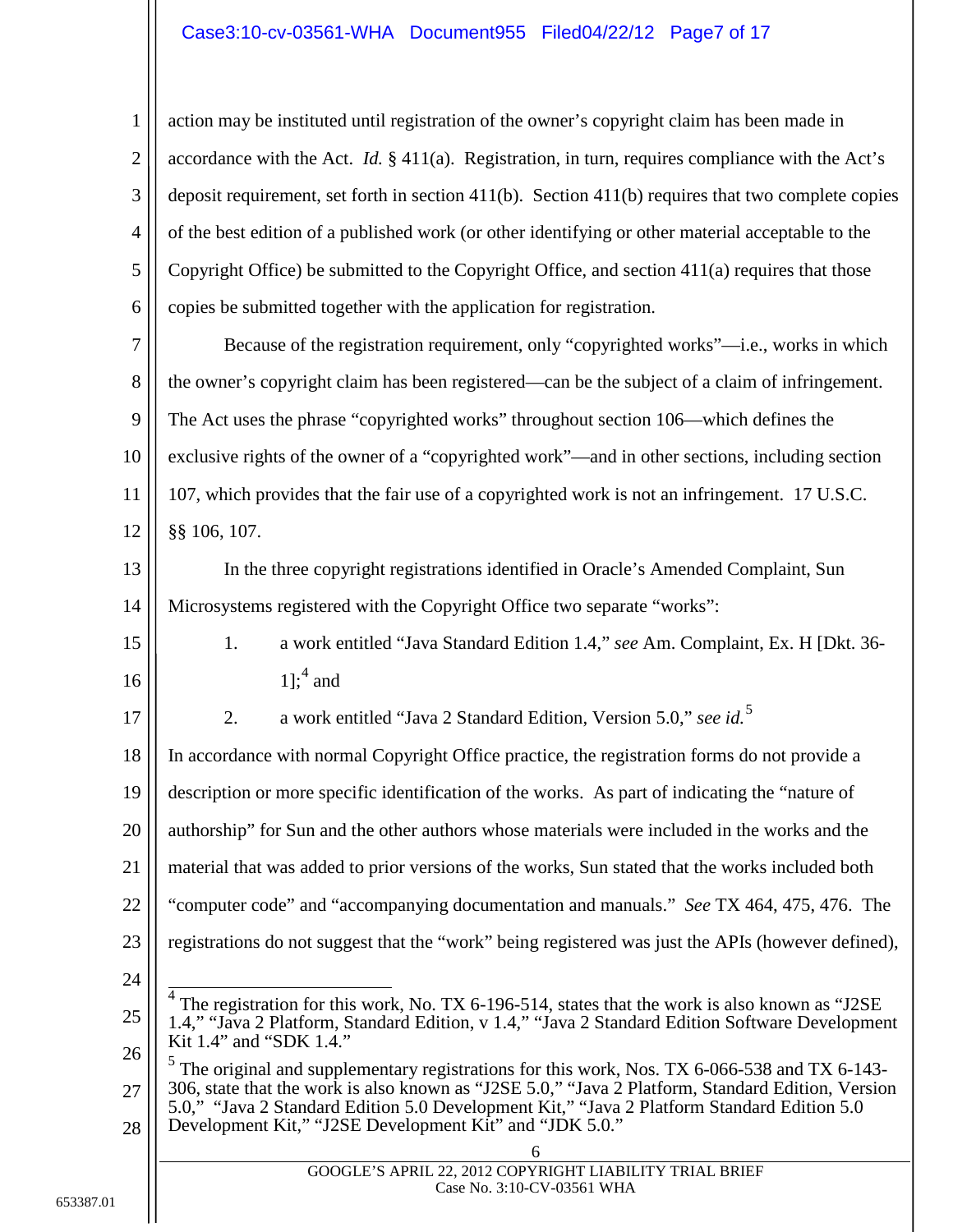action may be instituted until registration of the owner's copyright claim has been made in accordance with the Act. *Id.* § 411(a). Registration, in turn, requires compliance with the Act's deposit requirement, set forth in section 411(b). Section 411(b) requires that two complete copies of the best edition of a published work (or other identifying or other material acceptable to the Copyright Office) be submitted to the Copyright Office, and section 411(a) requires that those copies be submitted together with the application for registration.

Because of the registration requirement, only "copyrighted works"—i.e., works in which the owner's copyright claim has been registered—can be the subject of a claim of infringement. The Act uses the phrase "copyrighted works" throughout section 106—which defines the exclusive rights of the owner of a "copyrighted work"—and in other sections, including section 107, which provides that the fair use of a copyrighted work is not an infringement. 17 U.S.C. §§ 106, 107.

In the three copyright registrations identified in Oracle's Amended Complaint, Sun Microsystems registered with the Copyright Office two separate "works":

1. a work entitled "Java Standard Edition 1.4," *see* Am. Complaint, Ex. H [Dkt. 36-1];[4] and
2. a work entitled "Java 2 Standard Edition, Version 5.0," *see id.*[5]

In accordance with normal Copyright Office practice, the registration forms do not provide a description or more specific identification of the works. As part of indicating the "nature of authorship" for Sun and the other authors whose materials were included in the works and the material that was added to prior versions of the works, Sun stated that the works included both "computer code" and "accompanying documentation and manuals." *See* TX 464, 475, 476. The registrations do not suggest that the "work" being registered was just the APIs (however defined),

---

[4] The registration for this work, No. TX 6-196-514, states that the work is also known as "J2SE 1.4," "Java 2 Platform, Standard Edition, v 1.4," "Java 2 Standard Edition Software Development Kit 1.4" and "SDK 1.4."

[5] The original and supplementary registrations for this work, Nos. TX 6-066-538 and TX 6-143-306, state that the work is also known as "J2SE 5.0," "Java 2 Platform, Standard Edition, Version 5.0," "Java 2 Standard Edition 5.0 Development Kit," "Java 2 Platform Standard Edition 5.0 Development Kit," "J2SE Development Kit" and "JDK 5.0."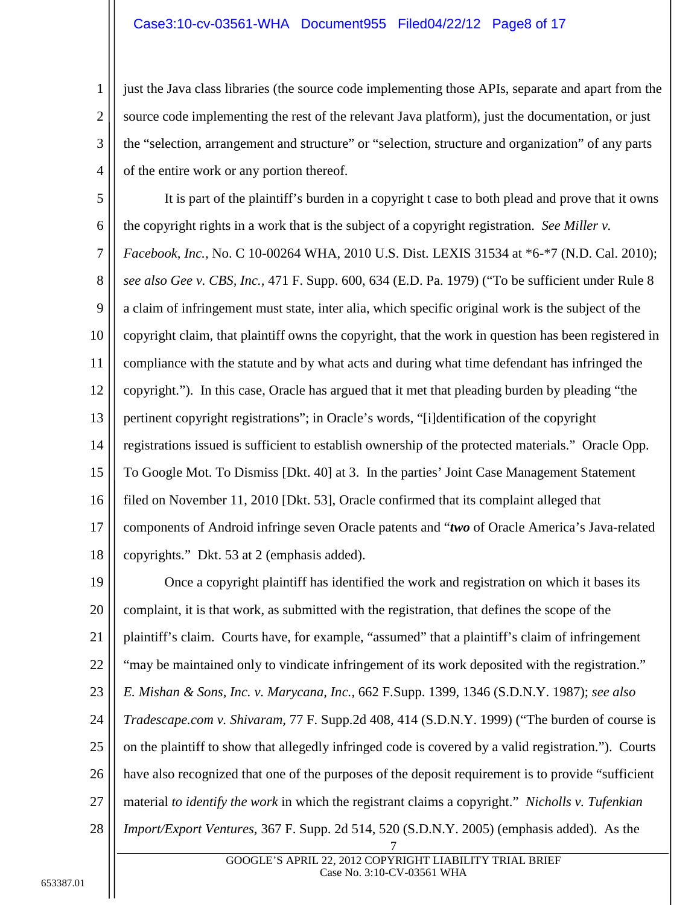just the Java class libraries (the source code implementing those APIs, separate and apart from the source code implementing the rest of the relevant Java platform), just the documentation, or just the "selection, arrangement and structure" or "selection, structure and organization" of any parts of the entire work or any portion thereof.

It is part of the plaintiff's burden in a copyright t case to both plead and prove that it owns the copyright rights in a work that is the subject of a copyright registration. *See Miller v. Facebook, Inc.,* No. C 10-00264 WHA, 2010 U.S. Dist. LEXIS 31534 at *6-*7 (N.D. Cal. 2010); *see also Gee v. CBS, Inc.,* 471 F. Supp. 600, 634 (E.D. Pa. 1979) ("To be sufficient under Rule 8 a claim of infringement must state, inter alia, which specific original work is the subject of the copyright claim, that plaintiff owns the copyright, that the work in question has been registered in compliance with the statute and by what acts and during what time defendant has infringed the copyright."). In this case, Oracle has argued that it met that pleading burden by pleading "the pertinent copyright registrations"; in Oracle's words, "[i]dentification of the copyright registrations issued is sufficient to establish ownership of the protected materials." Oracle Opp. To Google Mot. To Dismiss [Dkt. 40] at 3. In the parties' Joint Case Management Statement filed on November 11, 2010 [Dkt. 53], Oracle confirmed that its complaint alleged that components of Android infringe seven Oracle patents and "***two*** of Oracle America's Java-related copyrights." Dkt. 53 at 2 (emphasis added).

Once a copyright plaintiff has identified the work and registration on which it bases its complaint, it is that work, as submitted with the registration, that defines the scope of the plaintiff's claim. Courts have, for example, "assumed" that a plaintiff's claim of infringement "may be maintained only to vindicate infringement of its work deposited with the registration." *E. Mishan & Sons, Inc. v. Marycana, Inc.,* 662 F.Supp. 1399, 1346 (S.D.N.Y. 1987); *see also Tradescape.com v. Shivaram,* 77 F. Supp.2d 408, 414 (S.D.N.Y. 1999) ("The burden of course is on the plaintiff to show that allegedly infringed code is covered by a valid registration."). Courts have also recognized that one of the purposes of the deposit requirement is to provide "sufficient material *to identify the work* in which the registrant claims a copyright." *Nicholls v. Tufenkian Import/Export Ventures,* 367 F. Supp. 2d 514, 520 (S.D.N.Y. 2005) (emphasis added). As the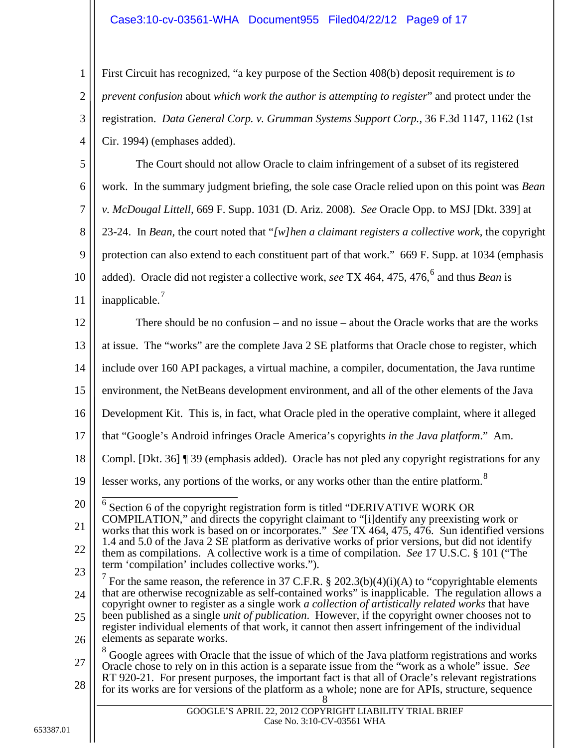First Circuit has recognized, "a key purpose of the Section 408(b) deposit requirement is *to prevent confusion* about *which work the author is attempting to register*" and protect under the registration. *Data General Corp. v. Grumman Systems Support Corp.*, 36 F.3d 1147, 1162 (1st Cir. 1994) (emphases added).

The Court should not allow Oracle to claim infringement of a subset of its registered work. In the summary judgment briefing, the sole case Oracle relied upon on this point was *Bean v. McDougal Littell*, 669 F. Supp. 1031 (D. Ariz. 2008). *See* Oracle Opp. to MSJ [Dkt. 339] at 23-24. In *Bean*, the court noted that "*[w]hen a claimant registers a collective work*, the copyright protection can also extend to each constituent part of that work." 669 F. Supp. at 1034 (emphasis added). Oracle did not register a collective work, *see* TX 464, 475, 476,[6] and thus *Bean* is inapplicable.[7]

There should be no confusion – and no issue – about the Oracle works that are the works at issue. The "works" are the complete Java 2 SE platforms that Oracle chose to register, which include over 160 API packages, a virtual machine, a compiler, documentation, the Java runtime environment, the NetBeans development environment, and all of the other elements of the Java Development Kit. This is, in fact, what Oracle pled in the operative complaint, where it alleged that "Google's Android infringes Oracle America's copyrights *in the Java platform*." Am. Compl. [Dkt. 36] ¶ 39 (emphasis added). Oracle has not pled any copyright registrations for any lesser works, any portions of the works, or any works other than the entire platform.[8]

---

[6] Section 6 of the copyright registration form is titled "DERIVATIVE WORK OR COMPILATION," and directs the copyright claimant to "[i]dentify any preexisting work or works that this work is based on or incorporates." *See* TX 464, 475, 476. Sun identified versions 1.4 and 5.0 of the Java 2 SE platform as derivative works of prior versions, but did not identify them as compilations. A collective work is a time of compilation. *See* 17 U.S.C. § 101 ("The term 'compilation' includes collective works.").

[7] For the same reason, the reference in 37 C.F.R. § 202.3(b)(4)(i)(A) to "copyrightable elements that are otherwise recognizable as self-contained works" is inapplicable. The regulation allows a copyright owner to register as a single work *a collection of artistically related works* that have been published as a single *unit of publication*. However, if the copyright owner chooses not to register individual elements of that work, it cannot then assert infringement of the individual elements as separate works.

[8] Google agrees with Oracle that the issue of which of the Java platform registrations and works Oracle chose to rely on in this action is a separate issue from the "work as a whole" issue. *See* RT 920-21. For present purposes, the important fact is that all of Oracle's relevant registrations for its works are for versions of the platform as a whole; none are for APIs, structure, sequence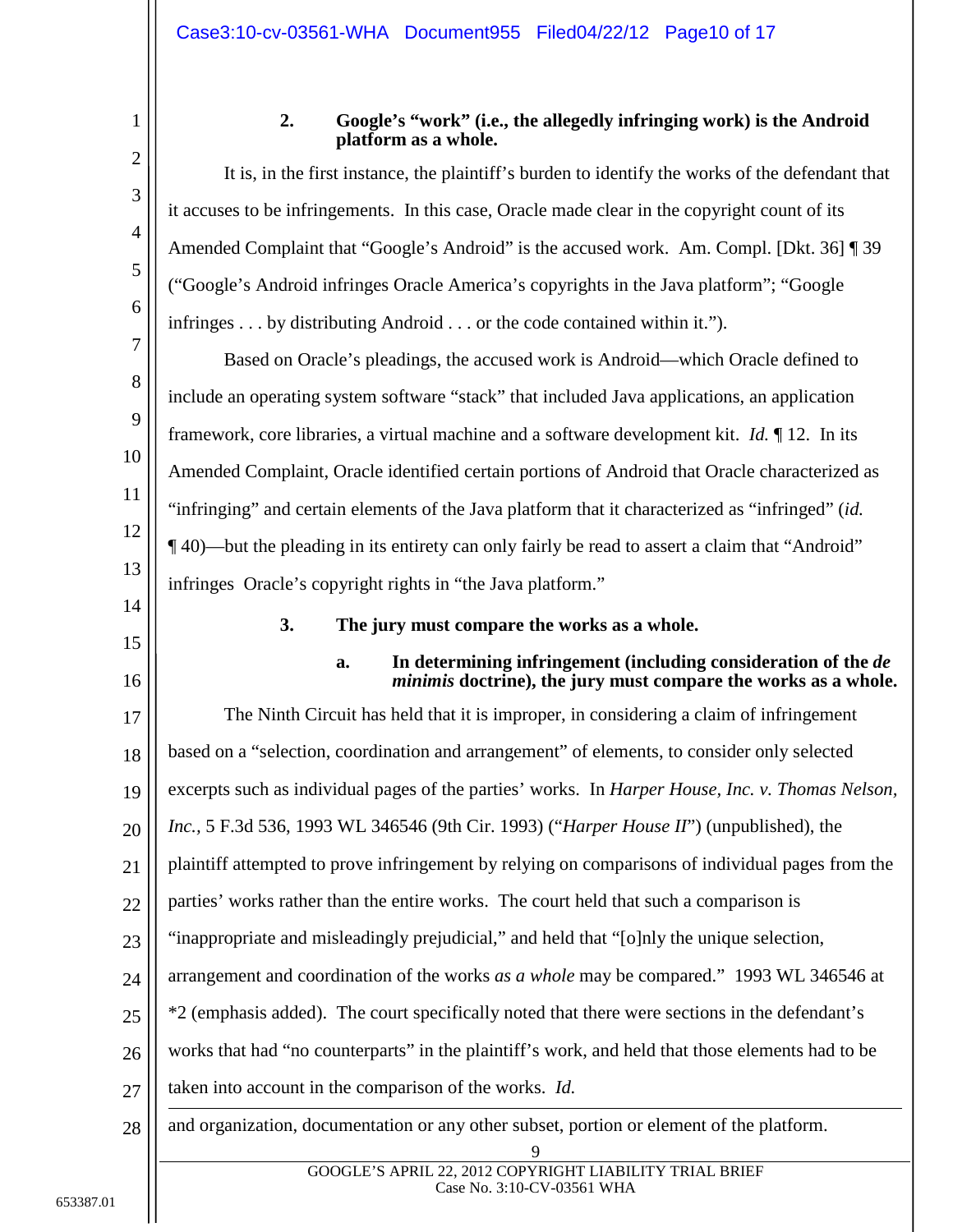**2. Google's "work" (i.e., the allegedly infringing work) is the Android platform as a whole.**

It is, in the first instance, the plaintiff's burden to identify the works of the defendant that it accuses to be infringements. In this case, Oracle made clear in the copyright count of its Amended Complaint that "Google's Android" is the accused work. Am. Compl. [Dkt. 36] ¶ 39 ("Google's Android infringes Oracle America's copyrights in the Java platform"; "Google infringes . . . by distributing Android . . . or the code contained within it.").

Based on Oracle's pleadings, the accused work is Android—which Oracle defined to include an operating system software "stack" that included Java applications, an application framework, core libraries, a virtual machine and a software development kit. *Id.* ¶ 12. In its Amended Complaint, Oracle identified certain portions of Android that Oracle characterized as "infringing" and certain elements of the Java platform that it characterized as "infringed" (*id.* ¶ 40)—but the pleading in its entirety can only fairly be read to assert a claim that "Android" infringes Oracle's copyright rights in "the Java platform."

**3. The jury must compare the works as a whole.**

**a. In determining infringement (including consideration of the *de minimis* doctrine), the jury must compare the works as a whole.**

The Ninth Circuit has held that it is improper, in considering a claim of infringement based on a "selection, coordination and arrangement" of elements, to consider only selected excerpts such as individual pages of the parties' works. In *Harper House, Inc. v. Thomas Nelson, Inc.,* 5 F.3d 536, 1993 WL 346546 (9th Cir. 1993) ("*Harper House II*") (unpublished), the plaintiff attempted to prove infringement by relying on comparisons of individual pages from the parties' works rather than the entire works. The court held that such a comparison is "inappropriate and misleadingly prejudicial," and held that "[o]nly the unique selection, arrangement and coordination of the works *as a whole* may be compared." 1993 WL 346546 at *2 (emphasis added). The court specifically noted that there were sections in the defendant's works that had "no counterparts" in the plaintiff's work, and held that those elements had to be taken into account in the comparison of the works. *Id.*

---

and organization, documentation or any other subset, portion or element of the platform.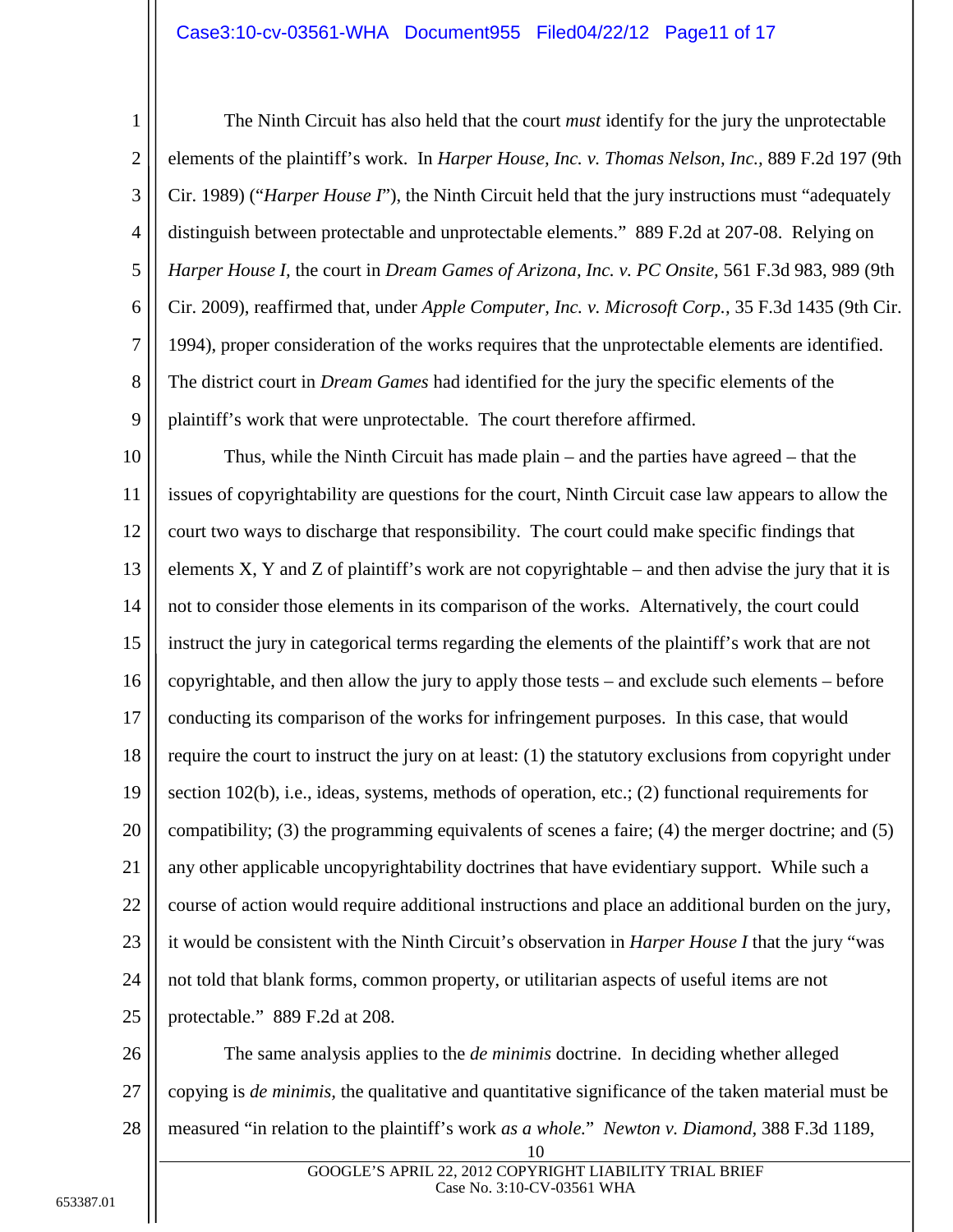The Ninth Circuit has also held that the court *must* identify for the jury the unprotectable elements of the plaintiff's work. In *Harper House, Inc. v. Thomas Nelson, Inc.,* 889 F.2d 197 (9th Cir. 1989) ("*Harper House I*"), the Ninth Circuit held that the jury instructions must "adequately distinguish between protectable and unprotectable elements." 889 F.2d at 207-08. Relying on *Harper House I,* the court in *Dream Games of Arizona, Inc. v. PC Onsite,* 561 F.3d 983, 989 (9th Cir. 2009), reaffirmed that, under *Apple Computer, Inc. v. Microsoft Corp.,* 35 F.3d 1435 (9th Cir. 1994), proper consideration of the works requires that the unprotectable elements are identified. The district court in *Dream Games* had identified for the jury the specific elements of the plaintiff's work that were unprotectable. The court therefore affirmed.

Thus, while the Ninth Circuit has made plain – and the parties have agreed – that the issues of copyrightability are questions for the court, Ninth Circuit case law appears to allow the court two ways to discharge that responsibility. The court could make specific findings that elements X, Y and Z of plaintiff's work are not copyrightable – and then advise the jury that it is not to consider those elements in its comparison of the works. Alternatively, the court could instruct the jury in categorical terms regarding the elements of the plaintiff's work that are not copyrightable, and then allow the jury to apply those tests – and exclude such elements – before conducting its comparison of the works for infringement purposes. In this case, that would require the court to instruct the jury on at least: (1) the statutory exclusions from copyright under section 102(b), i.e., ideas, systems, methods of operation, etc.; (2) functional requirements for compatibility; (3) the programming equivalents of scenes a faire; (4) the merger doctrine; and (5) any other applicable uncopyrightability doctrines that have evidentiary support. While such a course of action would require additional instructions and place an additional burden on the jury, it would be consistent with the Ninth Circuit's observation in *Harper House I* that the jury "was not told that blank forms, common property, or utilitarian aspects of useful items are not protectable." 889 F.2d at 208.

The same analysis applies to the *de minimis* doctrine. In deciding whether alleged copying is *de minimis,* the qualitative and quantitative significance of the taken material must be measured "in relation to the plaintiff's work *as a whole.*" *Newton v. Diamond,* 388 F.3d 1189,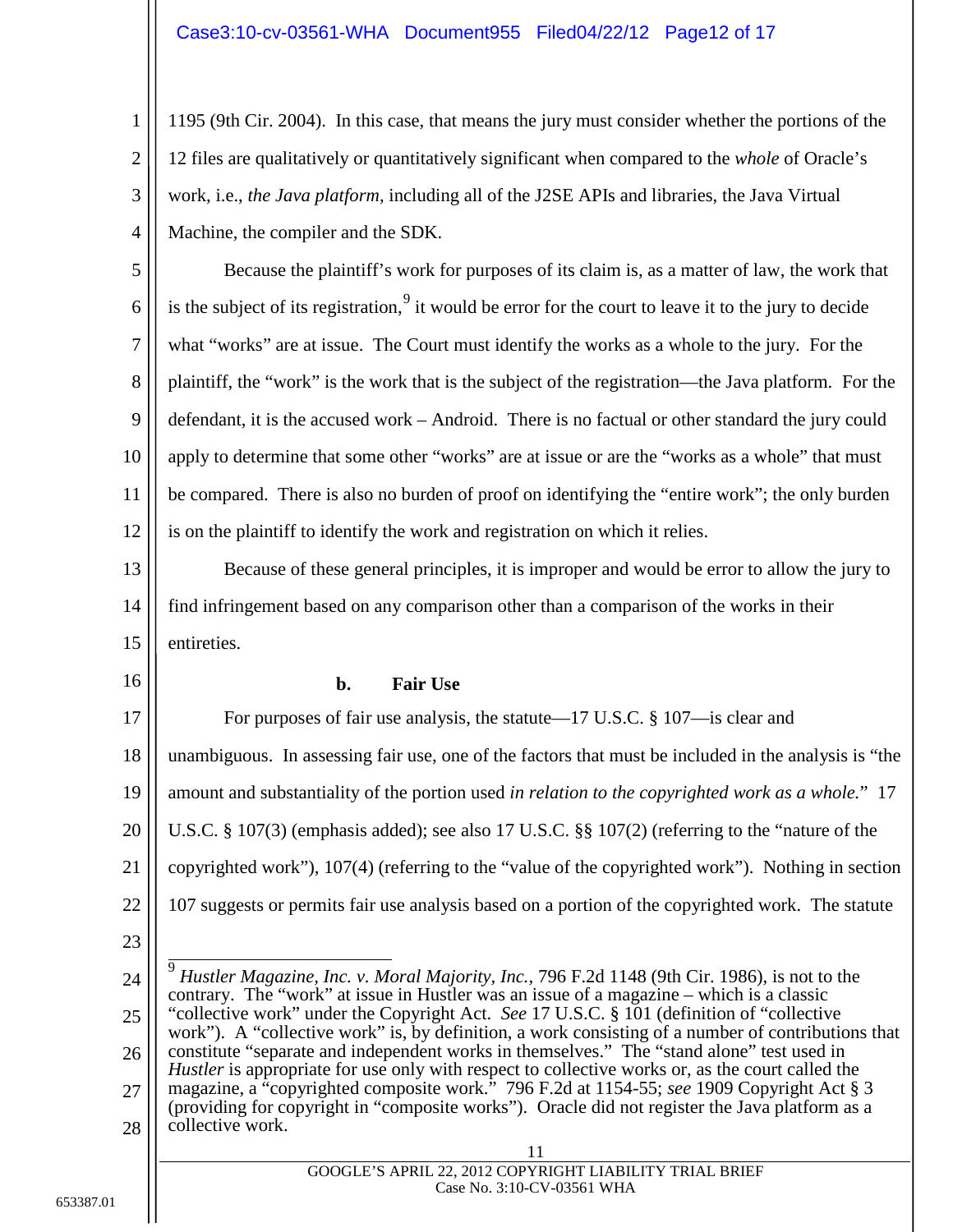1195 (9th Cir. 2004). In this case, that means the jury must consider whether the portions of the 12 files are qualitatively or quantitatively significant when compared to the *whole* of Oracle's work, i.e., *the Java platform*, including all of the J2SE APIs and libraries, the Java Virtual Machine, the compiler and the SDK.

Because the plaintiff's work for purposes of its claim is, as a matter of law, the work that is the subject of its registration,[9] it would be error for the court to leave it to the jury to decide what "works" are at issue. The Court must identify the works as a whole to the jury. For the plaintiff, the "work" is the work that is the subject of the registration—the Java platform. For the defendant, it is the accused work – Android. There is no factual or other standard the jury could apply to determine that some other "works" are at issue or are the "works as a whole" that must be compared. There is also no burden of proof on identifying the "entire work"; the only burden is on the plaintiff to identify the work and registration on which it relies.

Because of these general principles, it is improper and would be error to allow the jury to find infringement based on any comparison other than a comparison of the works in their entireties.

**b. Fair Use**

For purposes of fair use analysis, the statute—17 U.S.C. § 107—is clear and unambiguous. In assessing fair use, one of the factors that must be included in the analysis is "the amount and substantiality of the portion used *in relation to the copyrighted work as a whole.*" 17 U.S.C. § 107(3) (emphasis added); see also 17 U.S.C. §§ 107(2) (referring to the "nature of the copyrighted work"), 107(4) (referring to the "value of the copyrighted work"). Nothing in section 107 suggests or permits fair use analysis based on a portion of the copyrighted work. The statute

---

[9] *Hustler Magazine, Inc. v. Moral Majority, Inc.*, 796 F.2d 1148 (9th Cir. 1986), is not to the contrary. The "work" at issue in Hustler was an issue of a magazine – which is a classic "collective work" under the Copyright Act. *See* 17 U.S.C. § 101 (definition of "collective work"). A "collective work" is, by definition, a work consisting of a number of contributions that constitute "separate and independent works in themselves." The "stand alone" test used in *Hustler* is appropriate for use only with respect to collective works or, as the court called the magazine, a "copyrighted composite work." 796 F.2d at 1154-55; *see* 1909 Copyright Act § 3 (providing for copyright in "composite works"). Oracle did not register the Java platform as a collective work.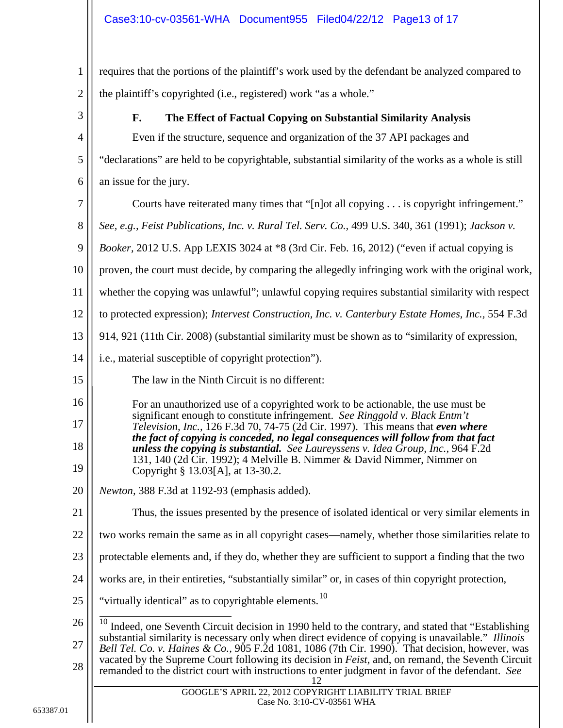requires that the portions of the plaintiff's work used by the defendant be analyzed compared to the plaintiff's copyrighted (i.e., registered) work "as a whole."

### F. The Effect of Factual Copying on Substantial Similarity Analysis

Even if the structure, sequence and organization of the 37 API packages and "declarations" are held to be copyrightable, substantial similarity of the works as a whole is still an issue for the jury.

Courts have reiterated many times that "[n]ot all copying . . . is copyright infringement." *See, e.g., Feist Publications, Inc. v. Rural Tel. Serv. Co.*, 499 U.S. 340, 361 (1991); *Jackson v. Booker*, 2012 U.S. App LEXIS 3024 at *8 (3rd Cir. Feb. 16, 2012) ("even if actual copying is proven, the court must decide, by comparing the allegedly infringing work with the original work, whether the copying was unlawful"; unlawful copying requires substantial similarity with respect to protected expression); *Intervest Construction, Inc. v. Canterbury Estate Homes, Inc.*, 554 F.3d 914, 921 (11th Cir. 2008) (substantial similarity must be shown as to "similarity of expression, i.e., material susceptible of copyright protection").

The law in the Ninth Circuit is no different:

> For an unauthorized use of a copyrighted work to be actionable, the use must be significant enough to constitute infringement. *See Ringgold v. Black Entm't Television, Inc.*, 126 F.3d 70, 74-75 (2d Cir. 1997). This means that ***even where the fact of copying is conceded, no legal consequences will follow from that fact unless the copying is substantial.*** *See Laureyssens v. Idea Group, Inc.*, 964 F.2d 131, 140 (2d Cir. 1992); 4 Melville B. Nimmer & David Nimmer, Nimmer on Copyright § 13.03[A], at 13-30.2.

*Newton*, 388 F.3d at 1192-93 (emphasis added).

Thus, the issues presented by the presence of isolated identical or very similar elements in two works remain the same as in all copyright cases—namely, whether those similarities relate to protectable elements and, if they do, whether they are sufficient to support a finding that the two works are, in their entireties, "substantially similar" or, in cases of thin copyright protection, "virtually identical" as to copyrightable elements.[10]

---

[10] Indeed, one Seventh Circuit decision in 1990 held to the contrary, and stated that "Establishing substantial similarity is necessary only when direct evidence of copying is unavailable." *Illinois Bell Tel. Co. v. Haines & Co.*, 905 F.2d 1081, 1086 (7th Cir. 1990). That decision, however, was vacated by the Supreme Court following its decision in *Feist*, and, on remand, the Seventh Circuit remanded to the district court with instructions to enter judgment in favor of the defendant. *See*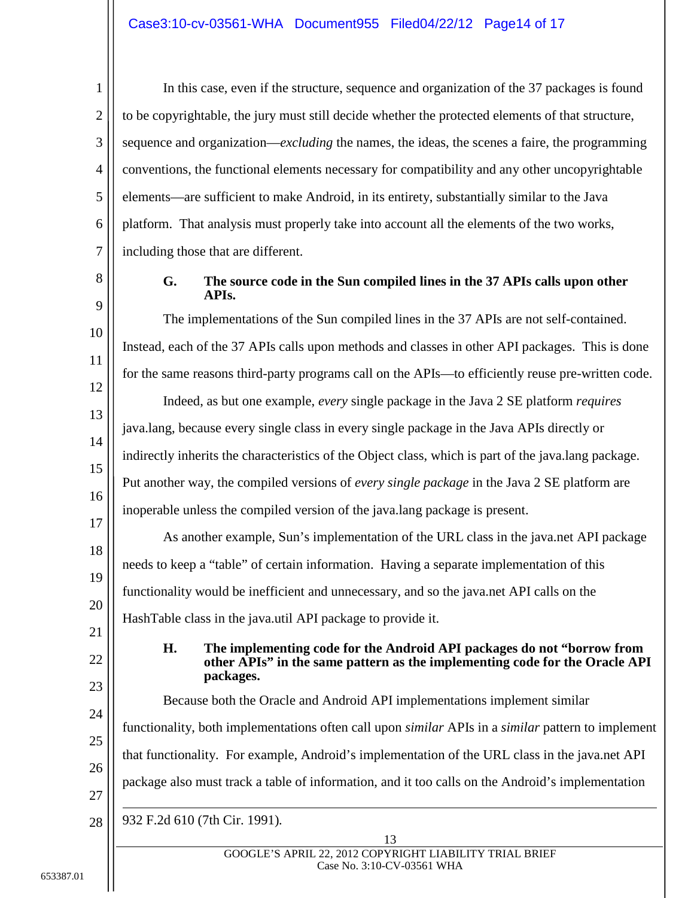In this case, even if the structure, sequence and organization of the 37 packages is found to be copyrightable, the jury must still decide whether the protected elements of that structure, sequence and organization—*excluding* the names, the ideas, the scenes a faire, the programming conventions, the functional elements necessary for compatibility and any other uncopyrightable elements—are sufficient to make Android, in its entirety, substantially similar to the Java platform. That analysis must properly take into account all the elements of the two works, including those that are different.

### G. The source code in the Sun compiled lines in the 37 APIs calls upon other APIs.

The implementations of the Sun compiled lines in the 37 APIs are not self-contained. Instead, each of the 37 APIs calls upon methods and classes in other API packages. This is done for the same reasons third-party programs call on the APIs—to efficiently reuse pre-written code.

Indeed, as but one example, *every* single package in the Java 2 SE platform *requires* java.lang, because every single class in every single package in the Java APIs directly or indirectly inherits the characteristics of the Object class, which is part of the java.lang package. Put another way, the compiled versions of *every single package* in the Java 2 SE platform are inoperable unless the compiled version of the java.lang package is present.

As another example, Sun's implementation of the URL class in the java.net API package needs to keep a "table" of certain information. Having a separate implementation of this functionality would be inefficient and unnecessary, and so the java.net API calls on the HashTable class in the java.util API package to provide it.

### H. The implementing code for the Android API packages do not "borrow from other APIs" in the same pattern as the implementing code for the Oracle API packages.

Because both the Oracle and Android API implementations implement similar functionality, both implementations often call upon *similar* APIs in a *similar* pattern to implement that functionality. For example, Android's implementation of the URL class in the java.net API package also must track a table of information, and it too calls on the Android's implementation

---

932 F.2d 610 (7th Cir. 1991).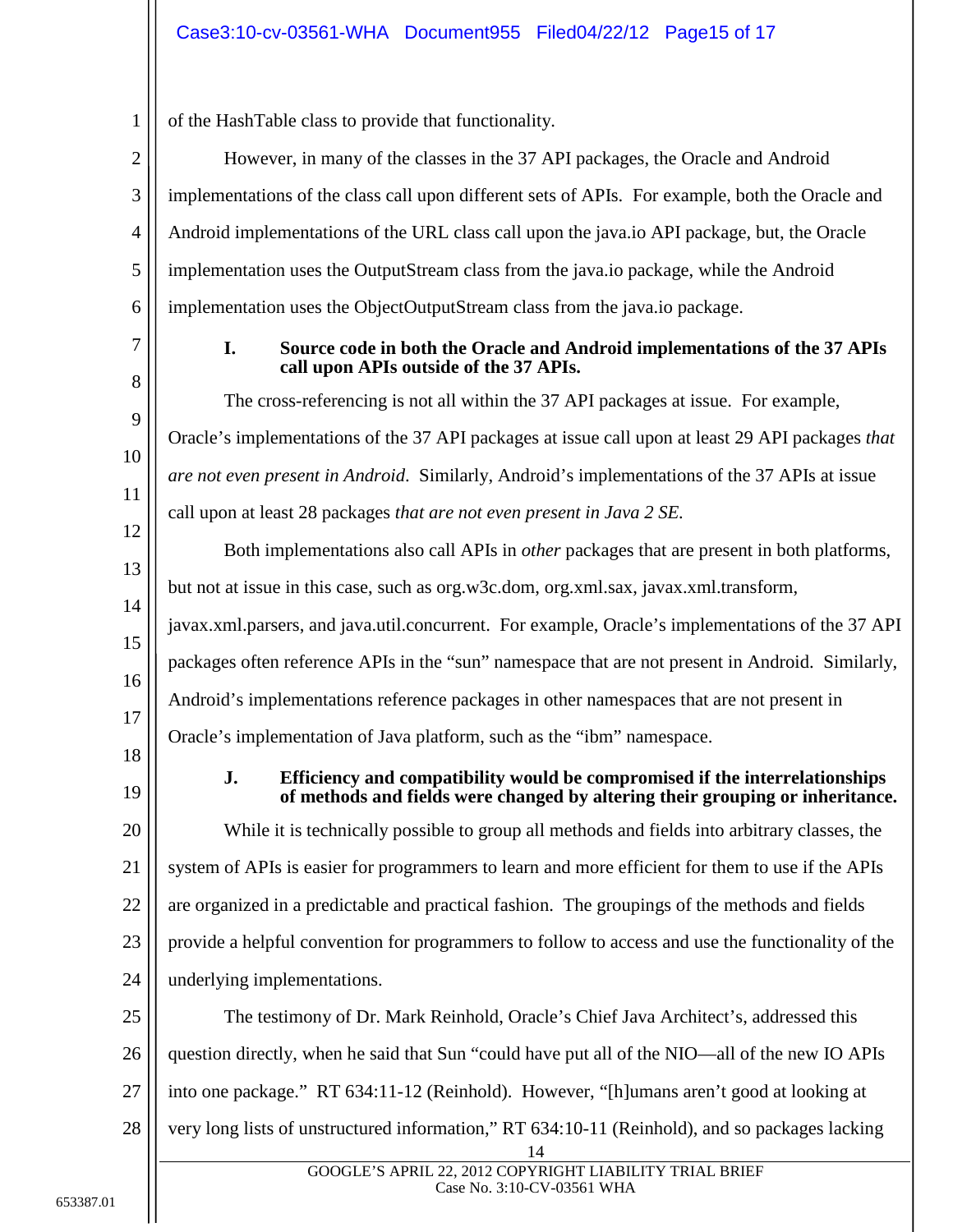of the HashTable class to provide that functionality.

However, in many of the classes in the 37 API packages, the Oracle and Android implementations of the class call upon different sets of APIs. For example, both the Oracle and Android implementations of the URL class call upon the java.io API package, but, the Oracle implementation uses the OutputStream class from the java.io package, while the Android implementation uses the ObjectOutputStream class from the java.io package.

### I. Source code in both the Oracle and Android implementations of the 37 APIs call upon APIs outside of the 37 APIs.

The cross-referencing is not all within the 37 API packages at issue. For example, Oracle's implementations of the 37 API packages at issue call upon at least 29 API packages *that are not even present in Android*. Similarly, Android's implementations of the 37 APIs at issue call upon at least 28 packages *that are not even present in Java 2 SE.*

Both implementations also call APIs in *other* packages that are present in both platforms, but not at issue in this case, such as org.w3c.dom, org.xml.sax, javax.xml.transform, javax.xml.parsers, and java.util.concurrent. For example, Oracle's implementations of the 37 API packages often reference APIs in the "sun" namespace that are not present in Android. Similarly, Android's implementations reference packages in other namespaces that are not present in Oracle's implementation of Java platform, such as the "ibm" namespace.

### J. Efficiency and compatibility would be compromised if the interrelationships of methods and fields were changed by altering their grouping or inheritance.

While it is technically possible to group all methods and fields into arbitrary classes, the system of APIs is easier for programmers to learn and more efficient for them to use if the APIs are organized in a predictable and practical fashion. The groupings of the methods and fields provide a helpful convention for programmers to follow to access and use the functionality of the underlying implementations.

The testimony of Dr. Mark Reinhold, Oracle's Chief Java Architect's, addressed this question directly, when he said that Sun "could have put all of the NIO—all of the new IO APIs into one package." RT 634:11-12 (Reinhold). However, "[h]umans aren't good at looking at very long lists of unstructured information," RT 634:10-11 (Reinhold), and so packages lacking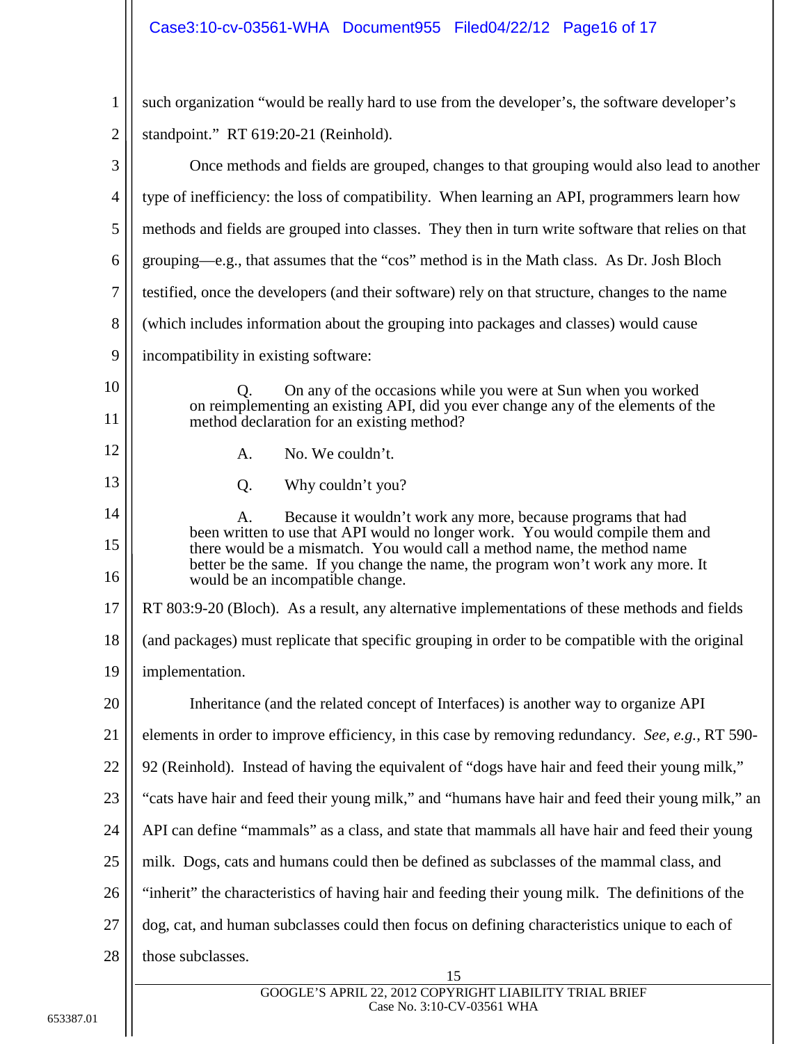such organization "would be really hard to use from the developer's, the software developer's standpoint." RT 619:20-21 (Reinhold).

Once methods and fields are grouped, changes to that grouping would also lead to another type of inefficiency: the loss of compatibility. When learning an API, programmers learn how methods and fields are grouped into classes. They then in turn write software that relies on that grouping—e.g., that assumes that the "cos" method is in the Math class. As Dr. Josh Bloch testified, once the developers (and their software) rely on that structure, changes to the name (which includes information about the grouping into packages and classes) would cause incompatibility in existing software:

> Q. On any of the occasions while you were at Sun when you worked on reimplementing an existing API, did you ever change any of the elements of the method declaration for an existing method?
>
> A. No. We couldn't.
>
> Q. Why couldn't you?
>
> A. Because it wouldn't work any more, because programs that had been written to use that API would no longer work. You would compile them and there would be a mismatch. You would call a method name, the method name better be the same. If you change the name, the program won't work any more. It would be an incompatible change.

RT 803:9-20 (Bloch). As a result, any alternative implementations of these methods and fields (and packages) must replicate that specific grouping in order to be compatible with the original implementation.

Inheritance (and the related concept of Interfaces) is another way to organize API elements in order to improve efficiency, in this case by removing redundancy. *See, e.g.*, RT 590-92 (Reinhold). Instead of having the equivalent of "dogs have hair and feed their young milk," "cats have hair and feed their young milk," and "humans have hair and feed their young milk," an API can define "mammals" as a class, and state that mammals all have hair and feed their young milk. Dogs, cats and humans could then be defined as subclasses of the mammal class, and "inherit" the characteristics of having hair and feeding their young milk. The definitions of the dog, cat, and human subclasses could then focus on defining characteristics unique to each of those subclasses.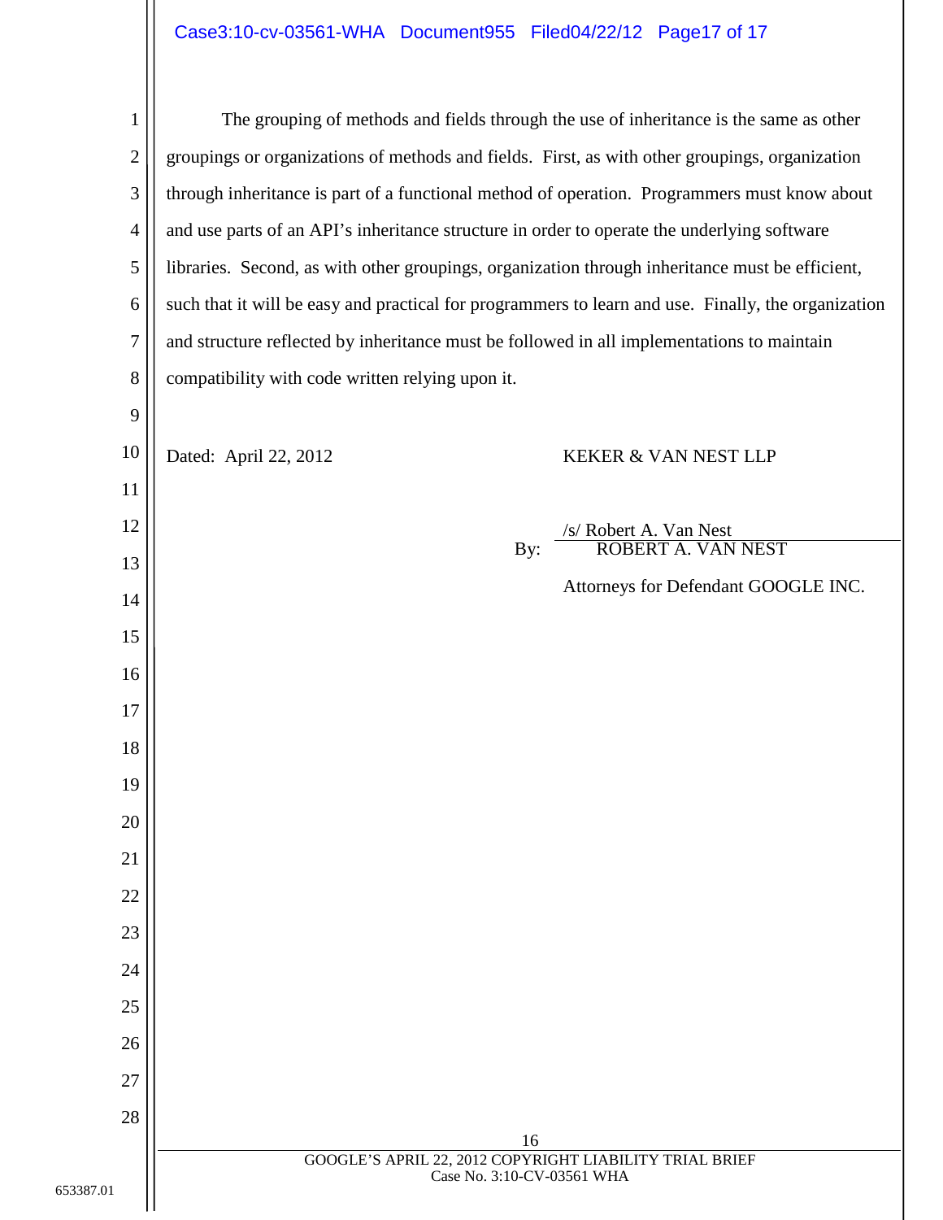The grouping of methods and fields through the use of inheritance is the same as other groupings or organizations of methods and fields. First, as with other groupings, organization through inheritance is part of a functional method of operation. Programmers must know about and use parts of an API's inheritance structure in order to operate the underlying software libraries. Second, as with other groupings, organization through inheritance must be efficient, such that it will be easy and practical for programmers to learn and use. Finally, the organization and structure reflected by inheritance must be followed in all implementations to maintain compatibility with code written relying upon it.

Dated: April 22, 2012

KEKER & VAN NEST LLP

By: /s/ Robert A. Van Nest
ROBERT A. VAN NEST

Attorneys for Defendant GOOGLE INC.